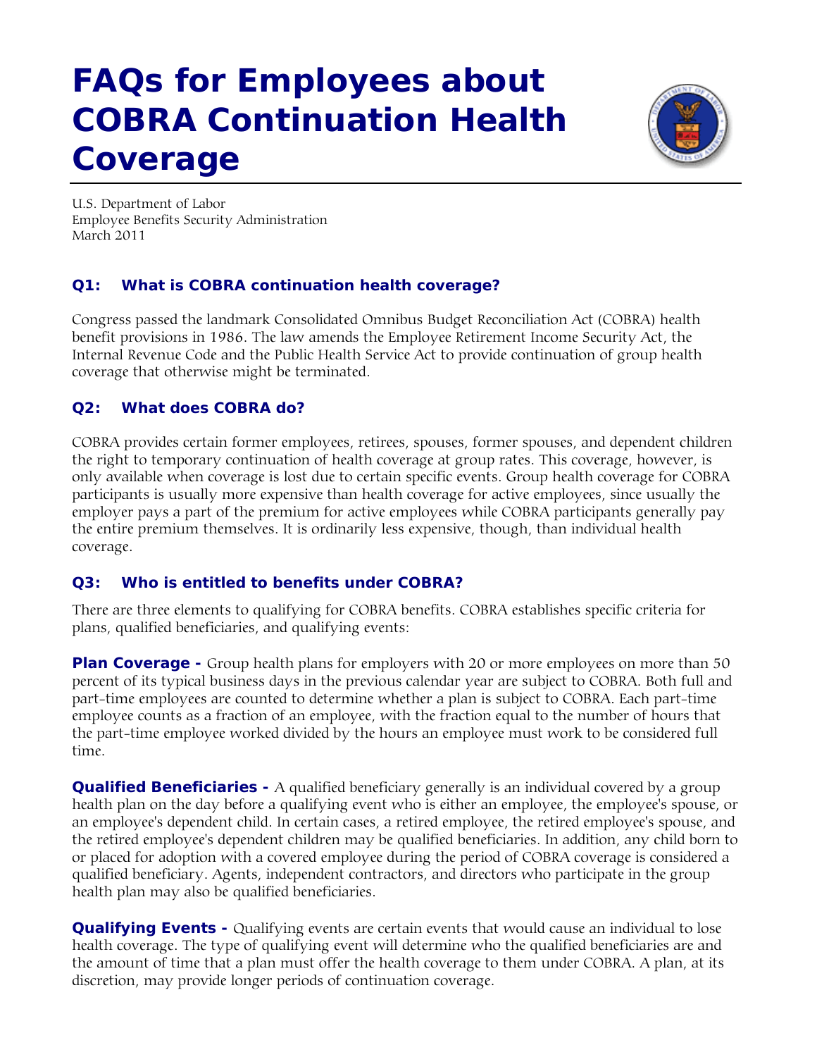# FAQs for Employees about COBRA Continuation Health Coverage

U.S. Department of Labor
Employee Benefits Security Administration
March 2011

### Q1: What is COBRA continuation health coverage?

Congress passed the landmark Consolidated Omnibus Budget Reconciliation Act (COBRA) health benefit provisions in 1986. The law amends the Employee Retirement Income Security Act, the Internal Revenue Code and the Public Health Service Act to provide continuation of group health coverage that otherwise might be terminated.

### Q2: What does COBRA do?

COBRA provides certain former employees, retirees, spouses, former spouses, and dependent children the right to temporary continuation of health coverage at group rates. This coverage, however, is only available when coverage is lost due to certain specific events. Group health coverage for COBRA participants is usually more expensive than health coverage for active employees, since usually the employer pays a part of the premium for active employees while COBRA participants generally pay the entire premium themselves. It is ordinarily less expensive, though, than individual health coverage.

### Q3: Who is entitled to benefits under COBRA?

There are three elements to qualifying for COBRA benefits. COBRA establishes specific criteria for plans, qualified beneficiaries, and qualifying events:

**Plan Coverage -** Group health plans for employers with 20 or more employees on more than 50 percent of its typical business days in the previous calendar year are subject to COBRA. Both full and part-time employees are counted to determine whether a plan is subject to COBRA. Each part-time employee counts as a fraction of an employee, with the fraction equal to the number of hours that the part-time employee worked divided by the hours an employee must work to be considered full time.

**Qualified Beneficiaries -** A qualified beneficiary generally is an individual covered by a group health plan on the day before a qualifying event who is either an employee, the employee's spouse, or an employee's dependent child. In certain cases, a retired employee, the retired employee's spouse, and the retired employee's dependent children may be qualified beneficiaries. In addition, any child born to or placed for adoption with a covered employee during the period of COBRA coverage is considered a qualified beneficiary. Agents, independent contractors, and directors who participate in the group health plan may also be qualified beneficiaries.

**Qualifying Events -** Qualifying events are certain events that would cause an individual to lose health coverage. The type of qualifying event will determine who the qualified beneficiaries are and the amount of time that a plan must offer the health coverage to them under COBRA. A plan, at its discretion, may provide longer periods of continuation coverage.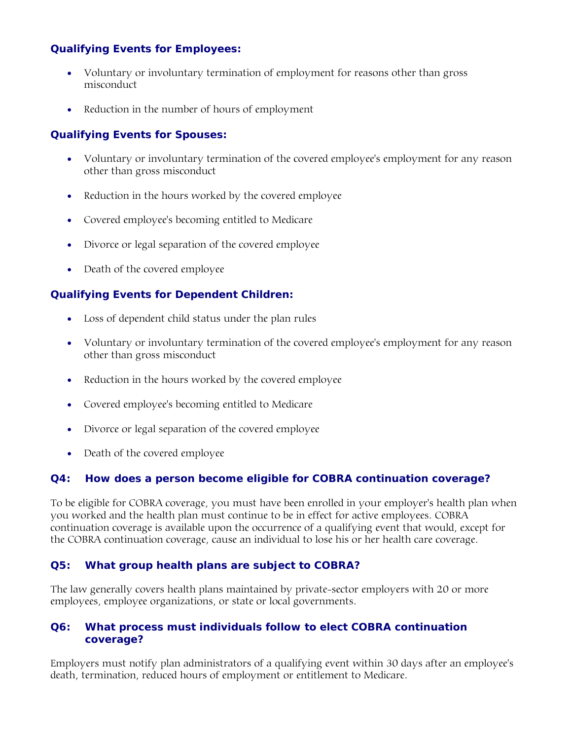### Qualifying Events for Employees:

- Voluntary or involuntary termination of employment for reasons other than gross misconduct
- Reduction in the number of hours of employment

### Qualifying Events for Spouses:

- Voluntary or involuntary termination of the covered employee's employment for any reason other than gross misconduct
- Reduction in the hours worked by the covered employee
- Covered employee's becoming entitled to Medicare
- Divorce or legal separation of the covered employee
- Death of the covered employee

### Qualifying Events for Dependent Children:

- Loss of dependent child status under the plan rules
- Voluntary or involuntary termination of the covered employee's employment for any reason other than gross misconduct
- Reduction in the hours worked by the covered employee
- Covered employee's becoming entitled to Medicare
- Divorce or legal separation of the covered employee
- Death of the covered employee

### Q4: How does a person become eligible for COBRA continuation coverage?

To be eligible for COBRA coverage, you must have been enrolled in your employer's health plan when you worked and the health plan must continue to be in effect for active employees. COBRA continuation coverage is available upon the occurrence of a qualifying event that would, except for the COBRA continuation coverage, cause an individual to lose his or her health care coverage.

### Q5: What group health plans are subject to COBRA?

The law generally covers health plans maintained by private-sector employers with 20 or more employees, employee organizations, or state or local governments.

### Q6: What process must individuals follow to elect COBRA continuation coverage?

Employers must notify plan administrators of a qualifying event within 30 days after an employee's death, termination, reduced hours of employment or entitlement to Medicare.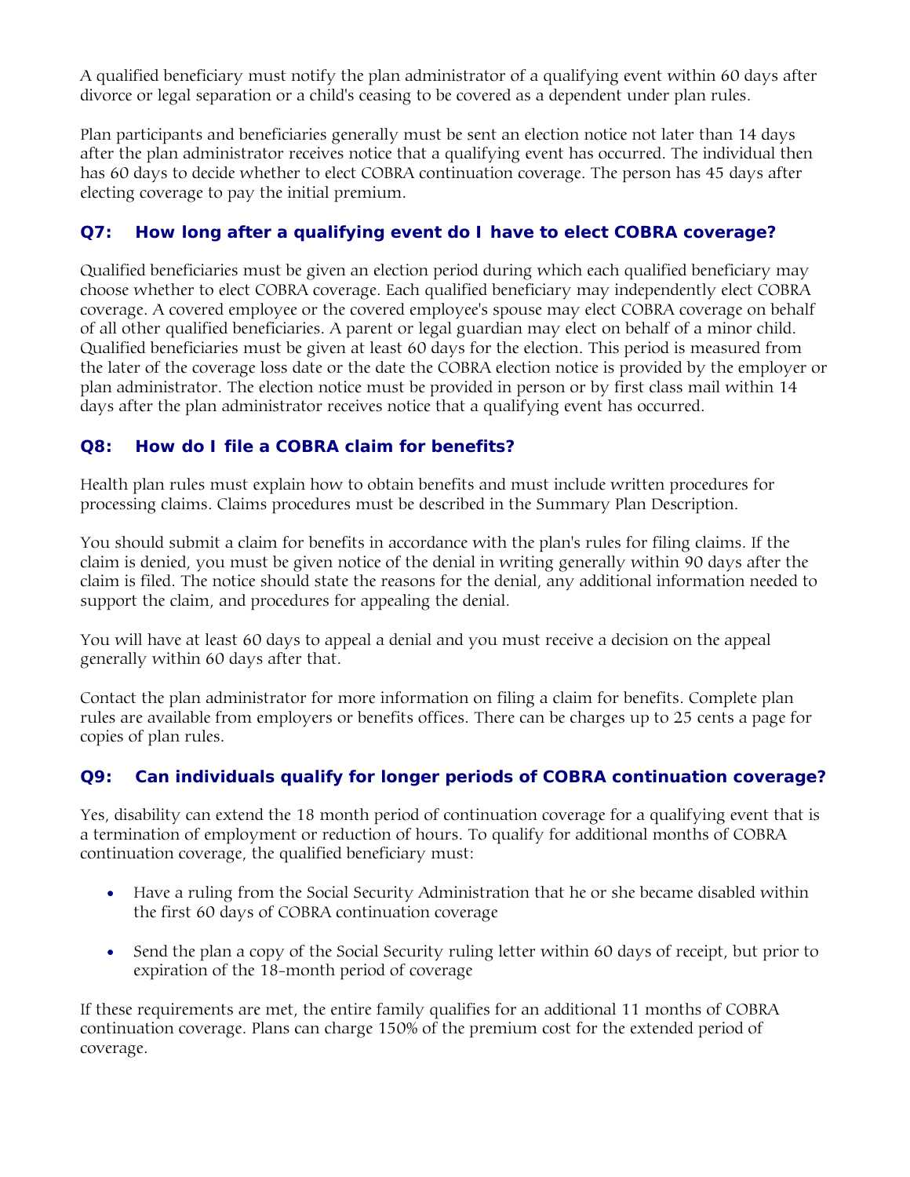A qualified beneficiary must notify the plan administrator of a qualifying event within 60 days after divorce or legal separation or a child's ceasing to be covered as a dependent under plan rules.

Plan participants and beneficiaries generally must be sent an election notice not later than 14 days after the plan administrator receives notice that a qualifying event has occurred. The individual then has 60 days to decide whether to elect COBRA continuation coverage. The person has 45 days after electing coverage to pay the initial premium.

### Q7: How long after a qualifying event do I have to elect COBRA coverage?

Qualified beneficiaries must be given an election period during which each qualified beneficiary may choose whether to elect COBRA coverage. Each qualified beneficiary may independently elect COBRA coverage. A covered employee or the covered employee's spouse may elect COBRA coverage on behalf of all other qualified beneficiaries. A parent or legal guardian may elect on behalf of a minor child. Qualified beneficiaries must be given at least 60 days for the election. This period is measured from the later of the coverage loss date or the date the COBRA election notice is provided by the employer or plan administrator. The election notice must be provided in person or by first class mail within 14 days after the plan administrator receives notice that a qualifying event has occurred.

### Q8: How do I file a COBRA claim for benefits?

Health plan rules must explain how to obtain benefits and must include written procedures for processing claims. Claims procedures must be described in the Summary Plan Description.

You should submit a claim for benefits in accordance with the plan's rules for filing claims. If the claim is denied, you must be given notice of the denial in writing generally within 90 days after the claim is filed. The notice should state the reasons for the denial, any additional information needed to support the claim, and procedures for appealing the denial.

You will have at least 60 days to appeal a denial and you must receive a decision on the appeal generally within 60 days after that.

Contact the plan administrator for more information on filing a claim for benefits. Complete plan rules are available from employers or benefits offices. There can be charges up to 25 cents a page for copies of plan rules.

### Q9: Can individuals qualify for longer periods of COBRA continuation coverage?

Yes, disability can extend the 18 month period of continuation coverage for a qualifying event that is a termination of employment or reduction of hours. To qualify for additional months of COBRA continuation coverage, the qualified beneficiary must:

- Have a ruling from the Social Security Administration that he or she became disabled within the first 60 days of COBRA continuation coverage
- Send the plan a copy of the Social Security ruling letter within 60 days of receipt, but prior to expiration of the 18-month period of coverage

If these requirements are met, the entire family qualifies for an additional 11 months of COBRA continuation coverage. Plans can charge 150% of the premium cost for the extended period of coverage.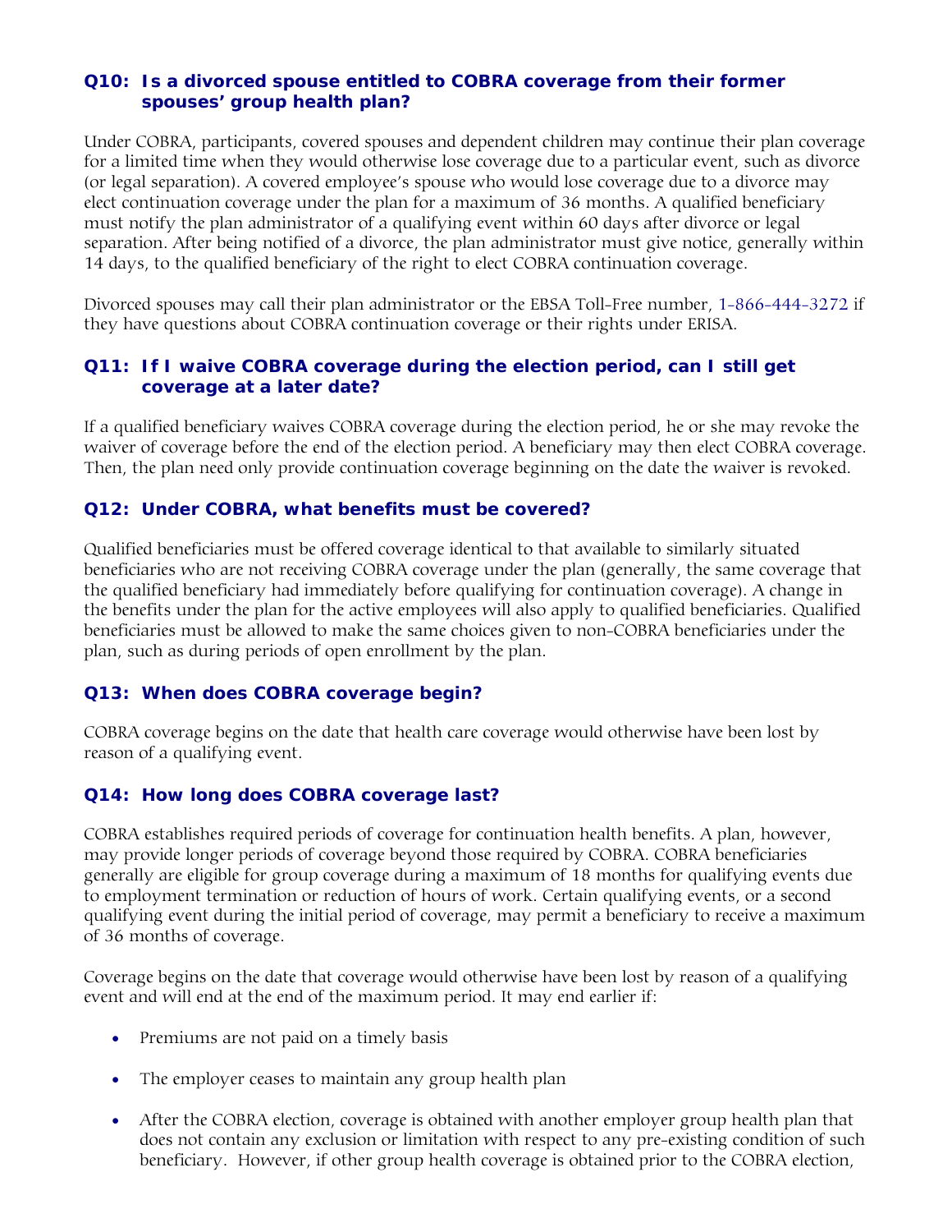### Q10: Is a divorced spouse entitled to COBRA coverage from their former spouses' group health plan?

Under COBRA, participants, covered spouses and dependent children may continue their plan coverage for a limited time when they would otherwise lose coverage due to a particular event, such as divorce (or legal separation). A covered employee's spouse who would lose coverage due to a divorce may elect continuation coverage under the plan for a maximum of 36 months. A qualified beneficiary must notify the plan administrator of a qualifying event within 60 days after divorce or legal separation. After being notified of a divorce, the plan administrator must give notice, generally within 14 days, to the qualified beneficiary of the right to elect COBRA continuation coverage.

Divorced spouses may call their plan administrator or the EBSA Toll-Free number, 1-866-444-3272 if they have questions about COBRA continuation coverage or their rights under ERISA.

### Q11: If I waive COBRA coverage during the election period, can I still get coverage at a later date?

If a qualified beneficiary waives COBRA coverage during the election period, he or she may revoke the waiver of coverage before the end of the election period. A beneficiary may then elect COBRA coverage. Then, the plan need only provide continuation coverage beginning on the date the waiver is revoked.

### Q12: Under COBRA, what benefits must be covered?

Qualified beneficiaries must be offered coverage identical to that available to similarly situated beneficiaries who are not receiving COBRA coverage under the plan (generally, the same coverage that the qualified beneficiary had immediately before qualifying for continuation coverage). A change in the benefits under the plan for the active employees will also apply to qualified beneficiaries. Qualified beneficiaries must be allowed to make the same choices given to non-COBRA beneficiaries under the plan, such as during periods of open enrollment by the plan.

### Q13: When does COBRA coverage begin?

COBRA coverage begins on the date that health care coverage would otherwise have been lost by reason of a qualifying event.

### Q14: How long does COBRA coverage last?

COBRA establishes required periods of coverage for continuation health benefits. A plan, however, may provide longer periods of coverage beyond those required by COBRA. COBRA beneficiaries generally are eligible for group coverage during a maximum of 18 months for qualifying events due to employment termination or reduction of hours of work. Certain qualifying events, or a second qualifying event during the initial period of coverage, may permit a beneficiary to receive a maximum of 36 months of coverage.

Coverage begins on the date that coverage would otherwise have been lost by reason of a qualifying event and will end at the end of the maximum period. It may end earlier if:

- Premiums are not paid on a timely basis
- The employer ceases to maintain any group health plan
- After the COBRA election, coverage is obtained with another employer group health plan that does not contain any exclusion or limitation with respect to any pre-existing condition of such beneficiary. However, if other group health coverage is obtained prior to the COBRA election,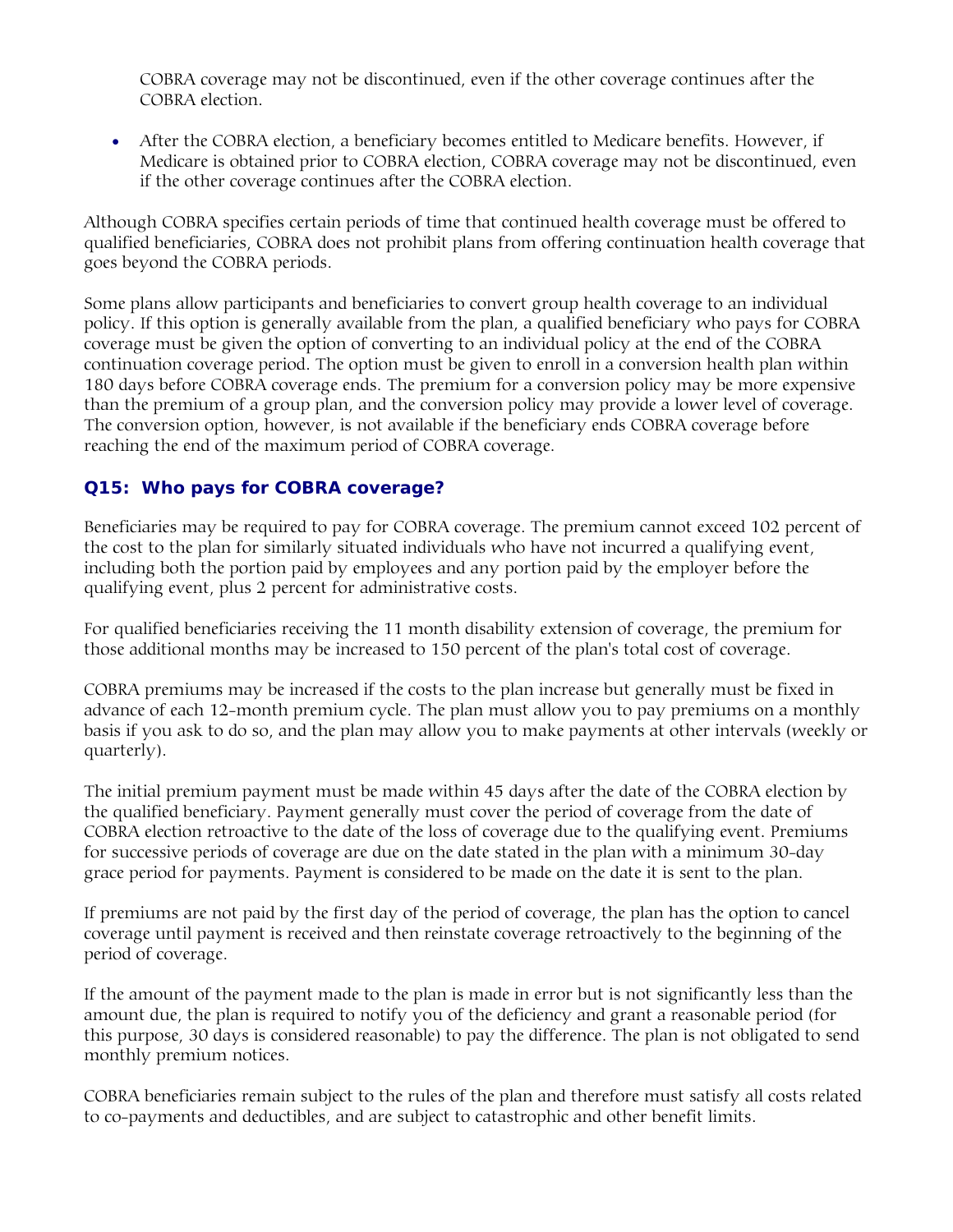COBRA coverage may not be discontinued, even if the other coverage continues after the COBRA election.

- After the COBRA election, a beneficiary becomes entitled to Medicare benefits. However, if Medicare is obtained prior to COBRA election, COBRA coverage may not be discontinued, even if the other coverage continues after the COBRA election.

Although COBRA specifies certain periods of time that continued health coverage must be offered to qualified beneficiaries, COBRA does not prohibit plans from offering continuation health coverage that goes beyond the COBRA periods.

Some plans allow participants and beneficiaries to convert group health coverage to an individual policy. If this option is generally available from the plan, a qualified beneficiary who pays for COBRA coverage must be given the option of converting to an individual policy at the end of the COBRA continuation coverage period. The option must be given to enroll in a conversion health plan within 180 days before COBRA coverage ends. The premium for a conversion policy may be more expensive than the premium of a group plan, and the conversion policy may provide a lower level of coverage. The conversion option, however, is not available if the beneficiary ends COBRA coverage before reaching the end of the maximum period of COBRA coverage.

### Q15: Who pays for COBRA coverage?

Beneficiaries may be required to pay for COBRA coverage. The premium cannot exceed 102 percent of the cost to the plan for similarly situated individuals who have not incurred a qualifying event, including both the portion paid by employees and any portion paid by the employer before the qualifying event, plus 2 percent for administrative costs.

For qualified beneficiaries receiving the 11 month disability extension of coverage, the premium for those additional months may be increased to 150 percent of the plan's total cost of coverage.

COBRA premiums may be increased if the costs to the plan increase but generally must be fixed in advance of each 12-month premium cycle. The plan must allow you to pay premiums on a monthly basis if you ask to do so, and the plan may allow you to make payments at other intervals (weekly or quarterly).

The initial premium payment must be made within 45 days after the date of the COBRA election by the qualified beneficiary. Payment generally must cover the period of coverage from the date of COBRA election retroactive to the date of the loss of coverage due to the qualifying event. Premiums for successive periods of coverage are due on the date stated in the plan with a minimum 30-day grace period for payments. Payment is considered to be made on the date it is sent to the plan.

If premiums are not paid by the first day of the period of coverage, the plan has the option to cancel coverage until payment is received and then reinstate coverage retroactively to the beginning of the period of coverage.

If the amount of the payment made to the plan is made in error but is not significantly less than the amount due, the plan is required to notify you of the deficiency and grant a reasonable period (for this purpose, 30 days is considered reasonable) to pay the difference. The plan is not obligated to send monthly premium notices.

COBRA beneficiaries remain subject to the rules of the plan and therefore must satisfy all costs related to co-payments and deductibles, and are subject to catastrophic and other benefit limits.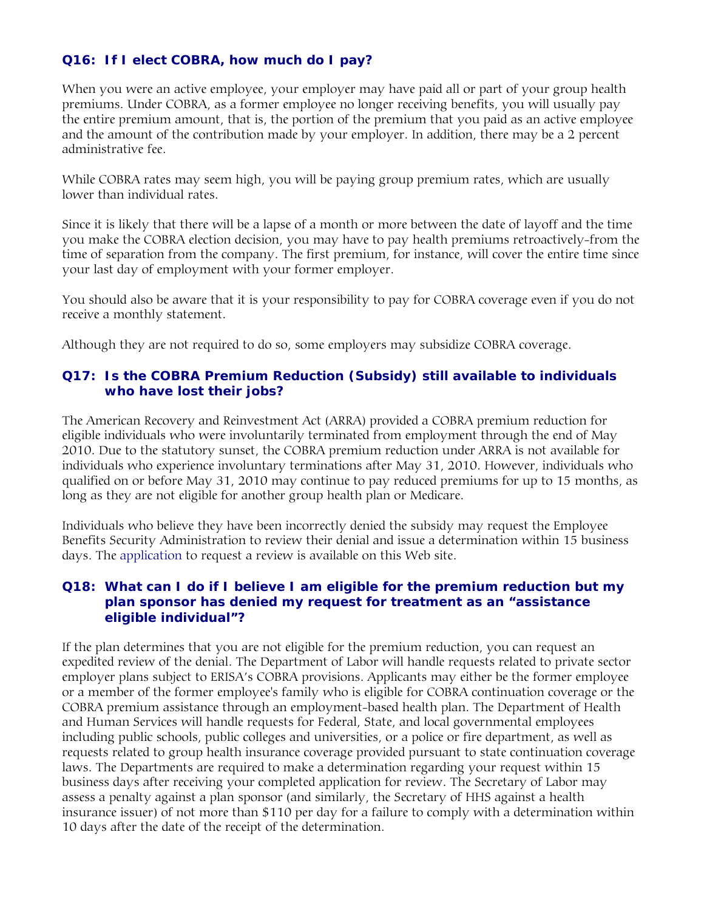### Q16: If I elect COBRA, how much do I pay?

When you were an active employee, your employer may have paid all or part of your group health premiums. Under COBRA, as a former employee no longer receiving benefits, you will usually pay the entire premium amount, that is, the portion of the premium that you paid as an active employee and the amount of the contribution made by your employer. In addition, there may be a 2 percent administrative fee.

While COBRA rates may seem high, you will be paying group premium rates, which are usually lower than individual rates.

Since it is likely that there will be a lapse of a month or more between the date of layoff and the time you make the COBRA election decision, you may have to pay health premiums retroactively-from the time of separation from the company. The first premium, for instance, will cover the entire time since your last day of employment with your former employer.

You should also be aware that it is your responsibility to pay for COBRA coverage even if you do not receive a monthly statement.

Although they are not required to do so, some employers may subsidize COBRA coverage.

### Q17: Is the COBRA Premium Reduction (Subsidy) still available to individuals who have lost their jobs?

The American Recovery and Reinvestment Act (ARRA) provided a COBRA premium reduction for eligible individuals who were involuntarily terminated from employment through the end of May 2010. Due to the statutory sunset, the COBRA premium reduction under ARRA is not available for individuals who experience involuntary terminations after May 31, 2010. However, individuals who qualified on or before May 31, 2010 may continue to pay reduced premiums for up to 15 months, as long as they are not eligible for another group health plan or Medicare.

Individuals who believe they have been incorrectly denied the subsidy may request the Employee Benefits Security Administration to review their denial and issue a determination within 15 business days. The application to request a review is available on this Web site.

### Q18: What can I do if I believe I am eligible for the premium reduction but my plan sponsor has denied my request for treatment as an "assistance eligible individual"?

If the plan determines that you are not eligible for the premium reduction, you can request an expedited review of the denial. The Department of Labor will handle requests related to private sector employer plans subject to ERISA's COBRA provisions. Applicants may either be the former employee or a member of the former employee's family who is eligible for COBRA continuation coverage or the COBRA premium assistance through an employment-based health plan. The Department of Health and Human Services will handle requests for Federal, State, and local governmental employees including public schools, public colleges and universities, or a police or fire department, as well as requests related to group health insurance coverage provided pursuant to state continuation coverage laws. The Departments are required to make a determination regarding your request within 15 business days after receiving your completed application for review. The Secretary of Labor may assess a penalty against a plan sponsor (and similarly, the Secretary of HHS against a health insurance issuer) of not more than $110 per day for a failure to comply with a determination within 10 days after the date of the receipt of the determination.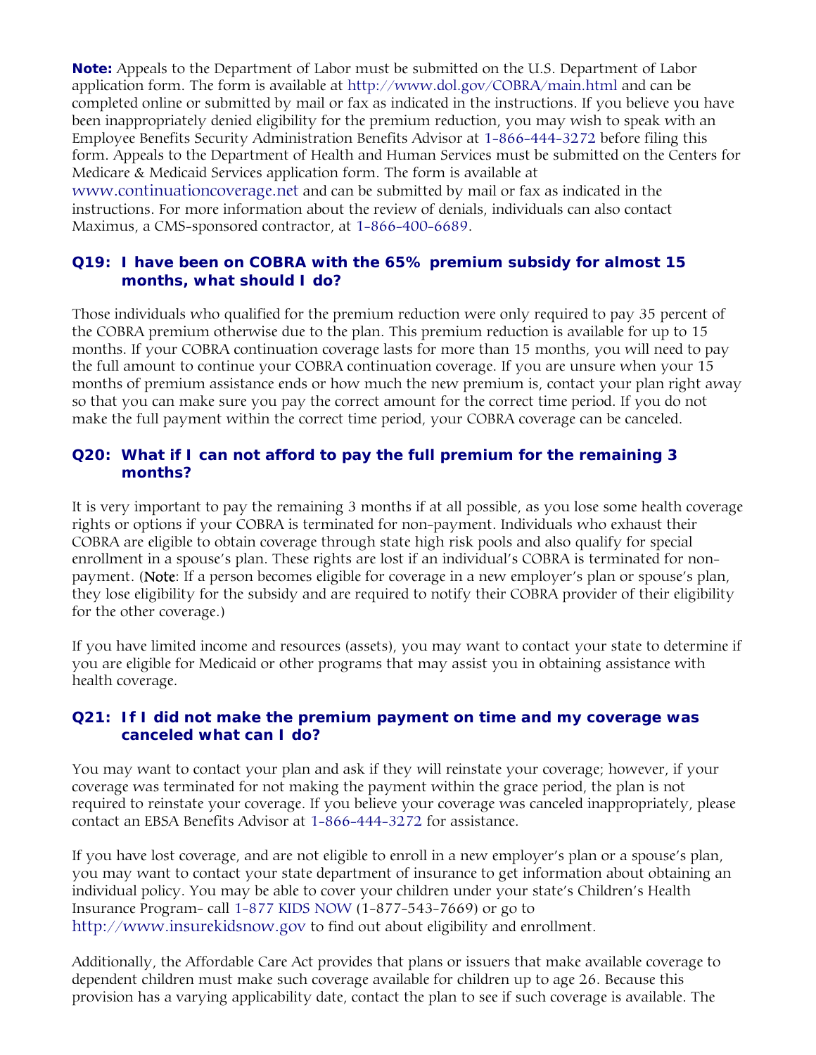**Note:** Appeals to the Department of Labor must be submitted on the U.S. Department of Labor application form. The form is available at http://www.dol.gov/COBRA/main.html and can be completed online or submitted by mail or fax as indicated in the instructions. If you believe you have been inappropriately denied eligibility for the premium reduction, you may wish to speak with an Employee Benefits Security Administration Benefits Advisor at 1-866-444-3272 before filing this form. Appeals to the Department of Health and Human Services must be submitted on the Centers for Medicare & Medicaid Services application form. The form is available at www.continuationcoverage.net and can be submitted by mail or fax as indicated in the instructions. For more information about the review of denials, individuals can also contact Maximus, a CMS-sponsored contractor, at 1-866-400-6689.

### Q19: I have been on COBRA with the 65% premium subsidy for almost 15 months, what should I do?

Those individuals who qualified for the premium reduction were only required to pay 35 percent of the COBRA premium otherwise due to the plan. This premium reduction is available for up to 15 months. If your COBRA continuation coverage lasts for more than 15 months, you will need to pay the full amount to continue your COBRA continuation coverage. If you are unsure when your 15 months of premium assistance ends or how much the new premium is, contact your plan right away so that you can make sure you pay the correct amount for the correct time period. If you do not make the full payment within the correct time period, your COBRA coverage can be canceled.

### Q20: What if I can not afford to pay the full premium for the remaining 3 months?

It is very important to pay the remaining 3 months if at all possible, as you lose some health coverage rights or options if your COBRA is terminated for non-payment. Individuals who exhaust their COBRA are eligible to obtain coverage through state high risk pools and also qualify for special enrollment in a spouse's plan. These rights are lost if an individual's COBRA is terminated for non-payment. (**Note**: If a person becomes eligible for coverage in a new employer's plan or spouse's plan, they lose eligibility for the subsidy and are required to notify their COBRA provider of their eligibility for the other coverage.)

If you have limited income and resources (assets), you may want to contact your state to determine if you are eligible for Medicaid or other programs that may assist you in obtaining assistance with health coverage.

### Q21: If I did not make the premium payment on time and my coverage was canceled what can I do?

You may want to contact your plan and ask if they will reinstate your coverage; however, if your coverage was terminated for not making the payment within the grace period, the plan is not required to reinstate your coverage. If you believe your coverage was canceled inappropriately, please contact an EBSA Benefits Advisor at 1-866-444-3272 for assistance.

If you have lost coverage, and are not eligible to enroll in a new employer's plan or a spouse's plan, you may want to contact your state department of insurance to get information about obtaining an individual policy. You may be able to cover your children under your state's Children's Health Insurance Program- call 1-877 KIDS NOW (1-877-543-7669) or go to http://www.insurekidsnow.gov to find out about eligibility and enrollment.

Additionally, the Affordable Care Act provides that plans or issuers that make available coverage to dependent children must make such coverage available for children up to age 26. Because this provision has a varying applicability date, contact the plan to see if such coverage is available. The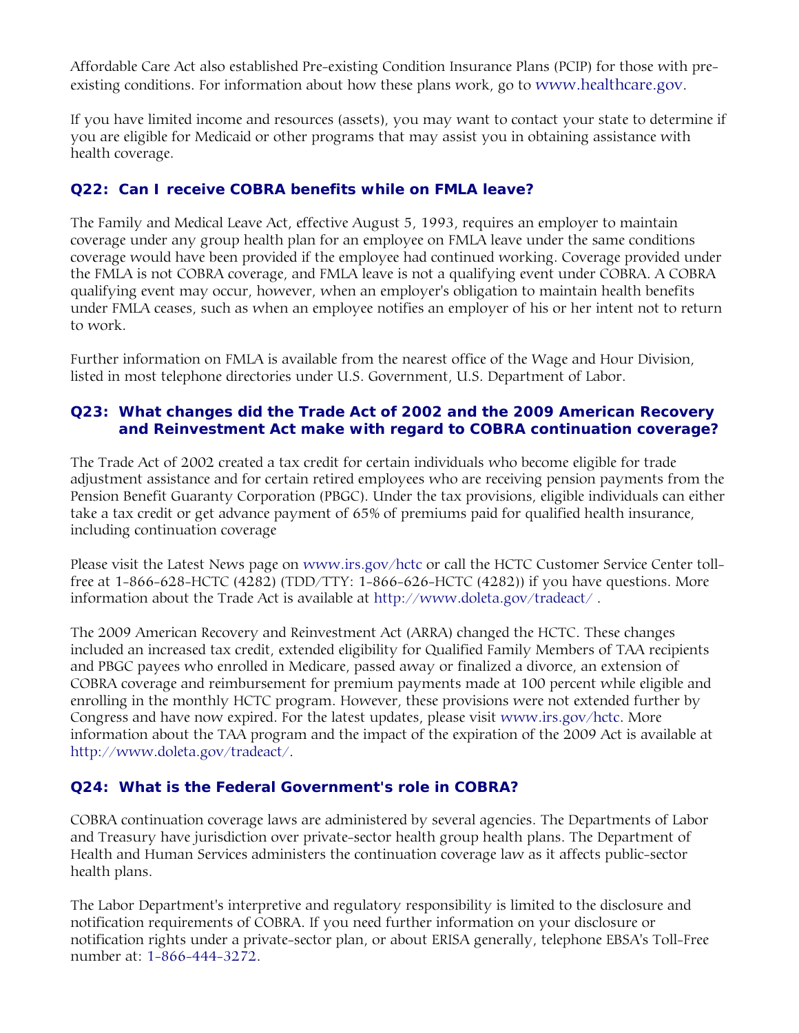Affordable Care Act also established Pre-existing Condition Insurance Plans (PCIP) for those with pre-existing conditions. For information about how these plans work, go to www.healthcare.gov.

If you have limited income and resources (assets), you may want to contact your state to determine if you are eligible for Medicaid or other programs that may assist you in obtaining assistance with health coverage.

### Q22: Can I receive COBRA benefits while on FMLA leave?

The Family and Medical Leave Act, effective August 5, 1993, requires an employer to maintain coverage under any group health plan for an employee on FMLA leave under the same conditions coverage would have been provided if the employee had continued working. Coverage provided under the FMLA is not COBRA coverage, and FMLA leave is not a qualifying event under COBRA. A COBRA qualifying event may occur, however, when an employer's obligation to maintain health benefits under FMLA ceases, such as when an employee notifies an employer of his or her intent not to return to work.

Further information on FMLA is available from the nearest office of the Wage and Hour Division, listed in most telephone directories under U.S. Government, U.S. Department of Labor.

### Q23: What changes did the Trade Act of 2002 and the 2009 American Recovery and Reinvestment Act make with regard to COBRA continuation coverage?

The Trade Act of 2002 created a tax credit for certain individuals who become eligible for trade adjustment assistance and for certain retired employees who are receiving pension payments from the Pension Benefit Guaranty Corporation (PBGC). Under the tax provisions, eligible individuals can either take a tax credit or get advance payment of 65% of premiums paid for qualified health insurance, including continuation coverage

Please visit the Latest News page on www.irs.gov/hctc or call the HCTC Customer Service Center toll-free at 1-866-628-HCTC (4282) (TDD/TTY: 1-866-626-HCTC (4282)) if you have questions. More information about the Trade Act is available at http://www.doleta.gov/tradeact/ .

The 2009 American Recovery and Reinvestment Act (ARRA) changed the HCTC. These changes included an increased tax credit, extended eligibility for Qualified Family Members of TAA recipients and PBGC payees who enrolled in Medicare, passed away or finalized a divorce, an extension of COBRA coverage and reimbursement for premium payments made at 100 percent while eligible and enrolling in the monthly HCTC program. However, these provisions were not extended further by Congress and have now expired. For the latest updates, please visit www.irs.gov/hctc. More information about the TAA program and the impact of the expiration of the 2009 Act is available at http://www.doleta.gov/tradeact/.

### Q24: What is the Federal Government's role in COBRA?

COBRA continuation coverage laws are administered by several agencies. The Departments of Labor and Treasury have jurisdiction over private-sector health group health plans. The Department of Health and Human Services administers the continuation coverage law as it affects public-sector health plans.

The Labor Department's interpretive and regulatory responsibility is limited to the disclosure and notification requirements of COBRA. If you need further information on your disclosure or notification rights under a private-sector plan, or about ERISA generally, telephone EBSA's Toll-Free number at: 1-866-444-3272.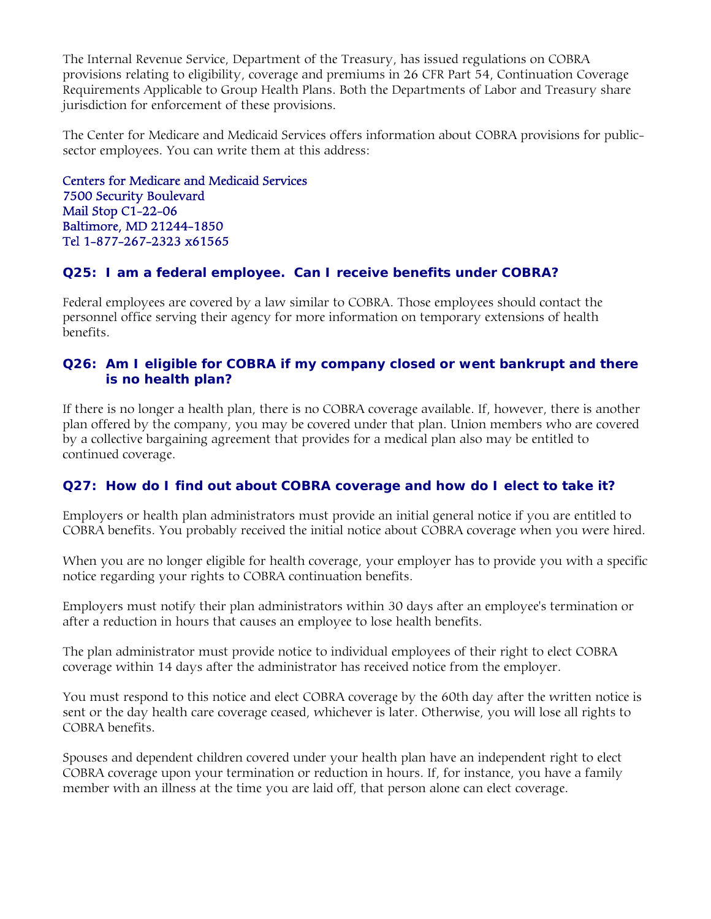The Internal Revenue Service, Department of the Treasury, has issued regulations on COBRA provisions relating to eligibility, coverage and premiums in 26 CFR Part 54, Continuation Coverage Requirements Applicable to Group Health Plans. Both the Departments of Labor and Treasury share jurisdiction for enforcement of these provisions.

The Center for Medicare and Medicaid Services offers information about COBRA provisions for public-sector employees. You can write them at this address:

Centers for Medicare and Medicaid Services  
7500 Security Boulevard  
Mail Stop C1-22-06  
Baltimore, MD 21244-1850  
Tel 1-877-267-2323 x61565

### Q25: I am a federal employee. Can I receive benefits under COBRA?

Federal employees are covered by a law similar to COBRA. Those employees should contact the personnel office serving their agency for more information on temporary extensions of health benefits.

### Q26: Am I eligible for COBRA if my company closed or went bankrupt and there is no health plan?

If there is no longer a health plan, there is no COBRA coverage available. If, however, there is another plan offered by the company, you may be covered under that plan. Union members who are covered by a collective bargaining agreement that provides for a medical plan also may be entitled to continued coverage.

### Q27: How do I find out about COBRA coverage and how do I elect to take it?

Employers or health plan administrators must provide an initial general notice if you are entitled to COBRA benefits. You probably received the initial notice about COBRA coverage when you were hired.

When you are no longer eligible for health coverage, your employer has to provide you with a specific notice regarding your rights to COBRA continuation benefits.

Employers must notify their plan administrators within 30 days after an employee's termination or after a reduction in hours that causes an employee to lose health benefits.

The plan administrator must provide notice to individual employees of their right to elect COBRA coverage within 14 days after the administrator has received notice from the employer.

You must respond to this notice and elect COBRA coverage by the 60th day after the written notice is sent or the day health care coverage ceased, whichever is later. Otherwise, you will lose all rights to COBRA benefits.

Spouses and dependent children covered under your health plan have an independent right to elect COBRA coverage upon your termination or reduction in hours. If, for instance, you have a family member with an illness at the time you are laid off, that person alone can elect coverage.